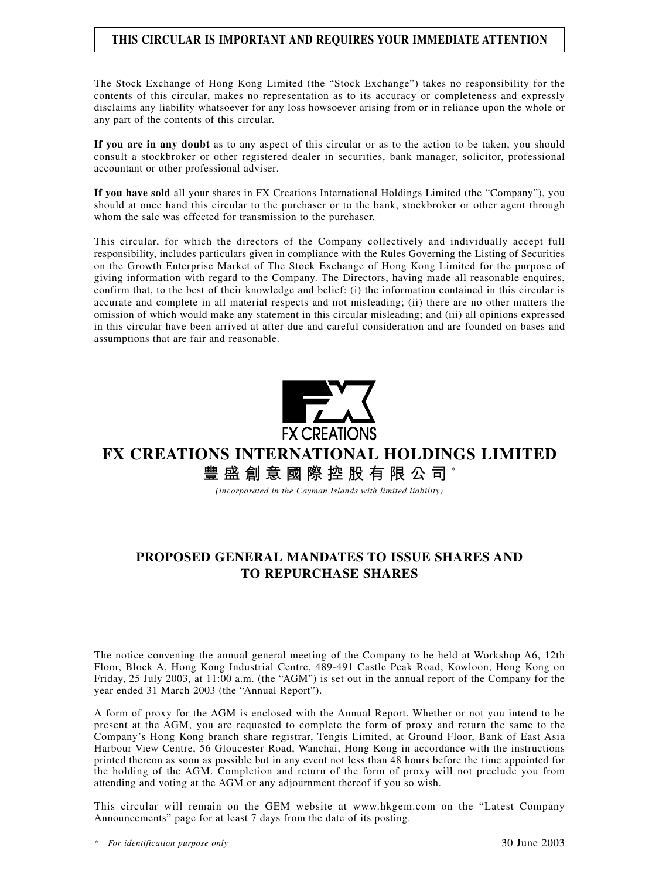**THIS CIRCULAR IS IMPORTANT AND REQUIRES YOUR IMMEDIATE ATTENTION**

The Stock Exchange of Hong Kong Limited (the "Stock Exchange") takes no responsibility for the contents of this circular, makes no representation as to its accuracy or completeness and expressly disclaims any liability whatsoever for any loss howsoever arising from or in reliance upon the whole or any part of the contents of this circular.

**If you are in any doubt** as to any aspect of this circular or as to the action to be taken, you should consult a stockbroker or other registered dealer in securities, bank manager, solicitor, professional accountant or other professional adviser.

**If you have sold** all your shares in FX Creations International Holdings Limited (the "Company"), you should at once hand this circular to the purchaser or to the bank, stockbroker or other agent through whom the sale was effected for transmission to the purchaser.

This circular, for which the directors of the Company collectively and individually accept full responsibility, includes particulars given in compliance with the Rules Governing the Listing of Securities on the Growth Enterprise Market of The Stock Exchange of Hong Kong Limited for the purpose of giving information with regard to the Company. The Directors, having made all reasonable enquires, confirm that, to the best of their knowledge and belief: (i) the information contained in this circular is accurate and complete in all material respects and not misleading; (ii) there are no other matters the omission of which would make any statement in this circular misleading; and (iii) all opinions expressed in this circular have been arrived at after due and careful consideration and are founded on bases and assumptions that are fair and reasonable.

FX CREATIONS

# FX CREATIONS INTERNATIONAL HOLDINGS LIMITED

## 豐盛創意國際控股有限公司*

*(incorporated in the Cayman Islands with limited liability)*

## PROPOSED GENERAL MANDATES TO ISSUE SHARES AND TO REPURCHASE SHARES

The notice convening the annual general meeting of the Company to be held at Workshop A6, 12th Floor, Block A, Hong Kong Industrial Centre, 489-491 Castle Peak Road, Kowloon, Hong Kong on Friday, 25 July 2003, at 11:00 a.m. (the "AGM") is set out in the annual report of the Company for the year ended 31 March 2003 (the "Annual Report").

A form of proxy for the AGM is enclosed with the Annual Report. Whether or not you intend to be present at the AGM, you are requested to complete the form of proxy and return the same to the Company's Hong Kong branch share registrar, Tengis Limited, at Ground Floor, Bank of East Asia Harbour View Centre, 56 Gloucester Road, Wanchai, Hong Kong in accordance with the instructions printed thereon as soon as possible but in any event not less than 48 hours before the time appointed for the holding of the AGM. Completion and return of the form of proxy will not preclude you from attending and voting at the AGM or any adjournment thereof if you so wish.

This circular will remain on the GEM website at www.hkgem.com on the "Latest Company Announcements" page for at least 7 days from the date of its posting.

\* *For identification purpose only*

30 June 2003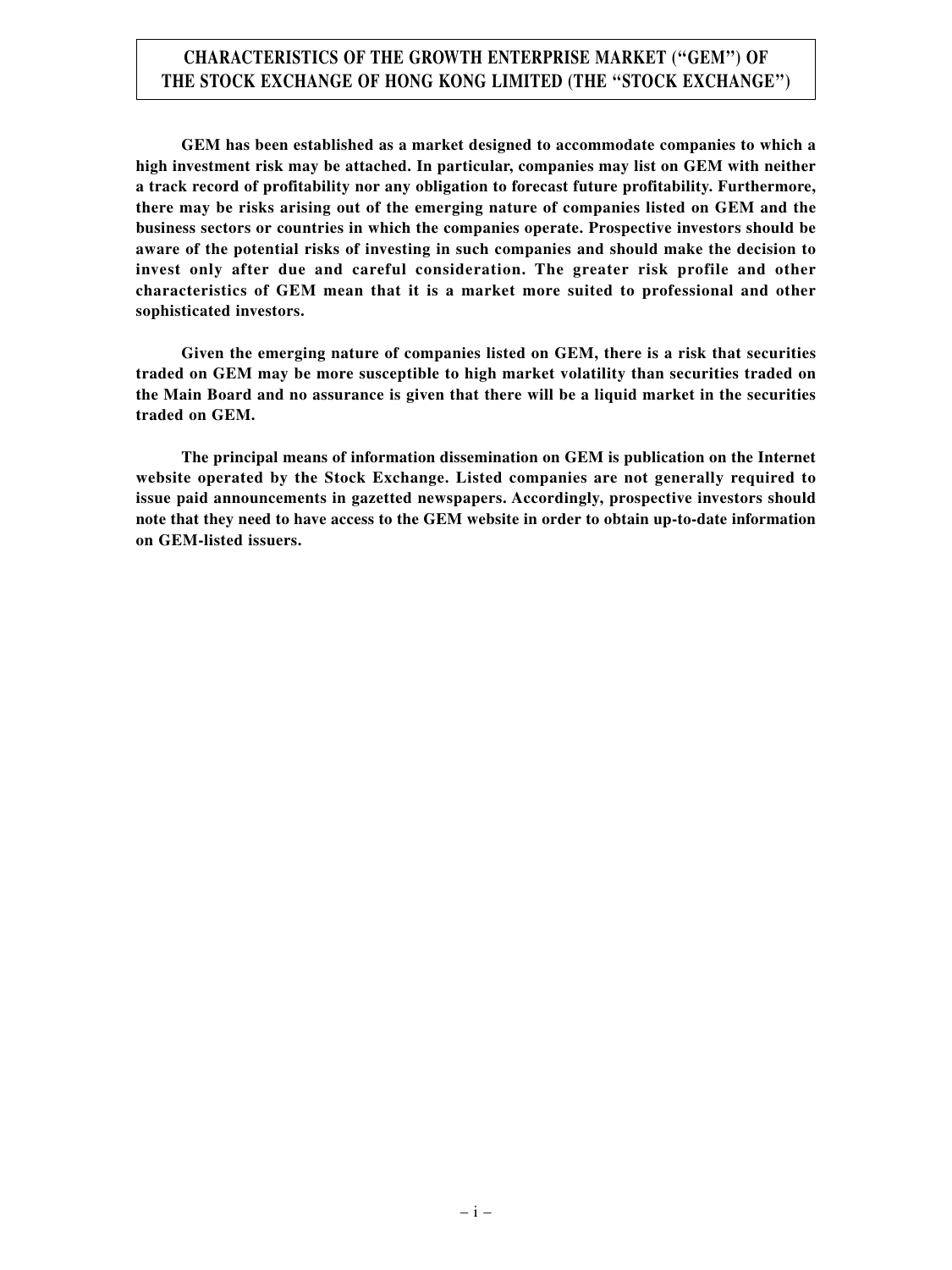# CHARACTERISTICS OF THE GROWTH ENTERPRISE MARKET ("GEM") OF THE STOCK EXCHANGE OF HONG KONG LIMITED (THE "STOCK EXCHANGE")

**GEM has been established as a market designed to accommodate companies to which a high investment risk may be attached. In particular, companies may list on GEM with neither a track record of profitability nor any obligation to forecast future profitability. Furthermore, there may be risks arising out of the emerging nature of companies listed on GEM and the business sectors or countries in which the companies operate. Prospective investors should be aware of the potential risks of investing in such companies and should make the decision to invest only after due and careful consideration. The greater risk profile and other characteristics of GEM mean that it is a market more suited to professional and other sophisticated investors.**

**Given the emerging nature of companies listed on GEM, there is a risk that securities traded on GEM may be more susceptible to high market volatility than securities traded on the Main Board and no assurance is given that there will be a liquid market in the securities traded on GEM.**

**The principal means of information dissemination on GEM is publication on the Internet website operated by the Stock Exchange. Listed companies are not generally required to issue paid announcements in gazetted newspapers. Accordingly, prospective investors should note that they need to have access to the GEM website in order to obtain up-to-date information on GEM-listed issuers.**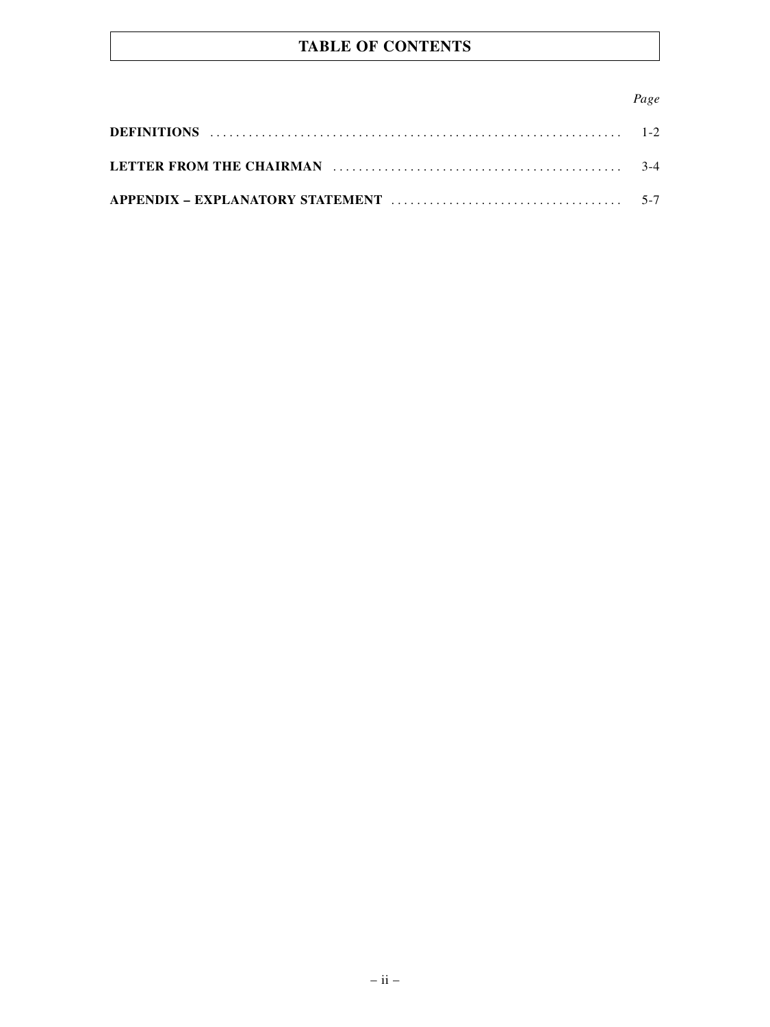# TABLE OF CONTENTS

| | *Page* |
|---|---|
| **DEFINITIONS** | 1-2 |
| **LETTER FROM THE CHAIRMAN** | 3-4 |
| **APPENDIX – EXPLANATORY STATEMENT** | 5-7 |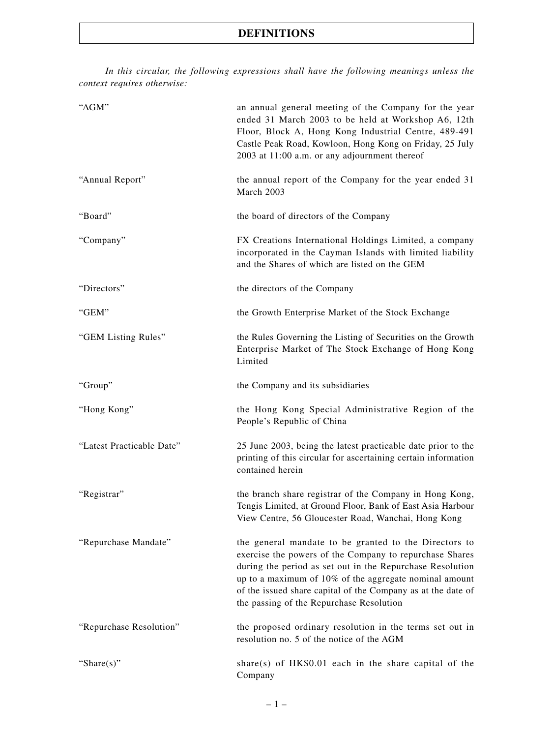# DEFINITIONS

*In this circular, the following expressions shall have the following meanings unless the context requires otherwise:*

| | |
|---|---|
| "AGM" | an annual general meeting of the Company for the year ended 31 March 2003 to be held at Workshop A6, 12th Floor, Block A, Hong Kong Industrial Centre, 489-491 Castle Peak Road, Kowloon, Hong Kong on Friday, 25 July 2003 at 11:00 a.m. or any adjournment thereof |
| "Annual Report" | the annual report of the Company for the year ended 31 March 2003 |
| "Board" | the board of directors of the Company |
| "Company" | FX Creations International Holdings Limited, a company incorporated in the Cayman Islands with limited liability and the Shares of which are listed on the GEM |
| "Directors" | the directors of the Company |
| "GEM" | the Growth Enterprise Market of the Stock Exchange |
| "GEM Listing Rules" | the Rules Governing the Listing of Securities on the Growth Enterprise Market of The Stock Exchange of Hong Kong Limited |
| "Group" | the Company and its subsidiaries |
| "Hong Kong" | the Hong Kong Special Administrative Region of the People's Republic of China |
| "Latest Practicable Date" | 25 June 2003, being the latest practicable date prior to the printing of this circular for ascertaining certain information contained herein |
| "Registrar" | the branch share registrar of the Company in Hong Kong, Tengis Limited, at Ground Floor, Bank of East Asia Harbour View Centre, 56 Gloucester Road, Wanchai, Hong Kong |
| "Repurchase Mandate" | the general mandate to be granted to the Directors to exercise the powers of the Company to repurchase Shares during the period as set out in the Repurchase Resolution up to a maximum of 10% of the aggregate nominal amount of the issued share capital of the Company as at the date of the passing of the Repurchase Resolution |
| "Repurchase Resolution" | the proposed ordinary resolution in the terms set out in resolution no. 5 of the notice of the AGM |
| "Share(s)" | share(s) of HK$0.01 each in the share capital of the Company |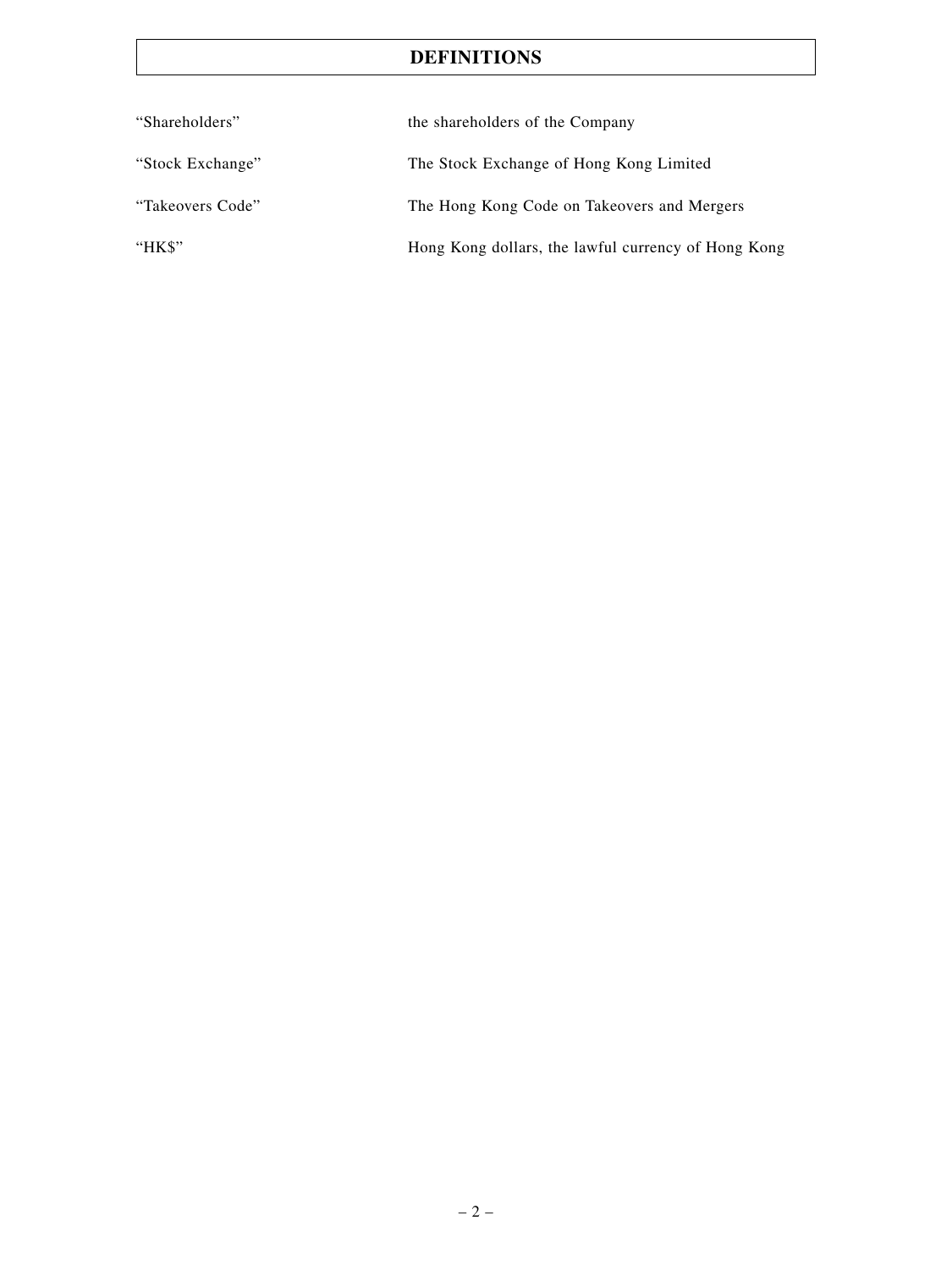# DEFINITIONS

| | |
|---|---|
| "Shareholders" | the shareholders of the Company |
| "Stock Exchange" | The Stock Exchange of Hong Kong Limited |
| "Takeovers Code" | The Hong Kong Code on Takeovers and Mergers |
| "HK$" | Hong Kong dollars, the lawful currency of Hong Kong |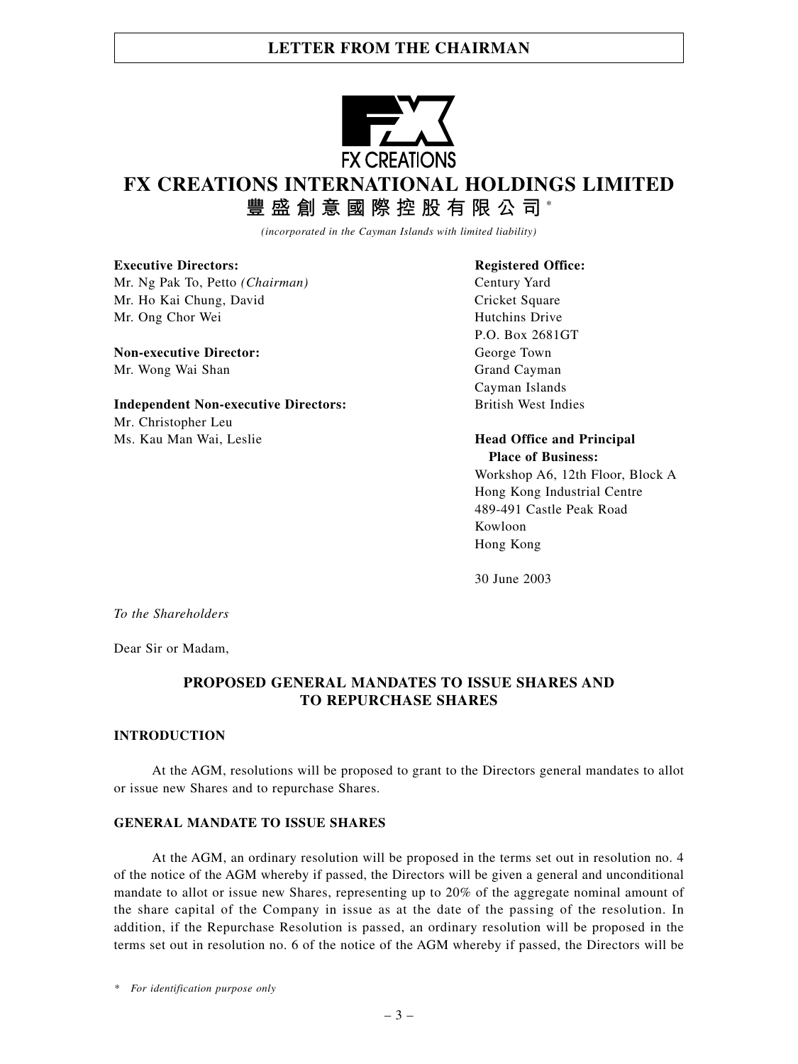# LETTER FROM THE CHAIRMAN

FX CREATIONS

# FX CREATIONS INTERNATIONAL HOLDINGS LIMITED

## 豐盛創意國際控股有限公司*

*(incorporated in the Cayman Islands with limited liability)*

**Executive Directors:**
Mr. Ng Pak To, Petto *(Chairman)*
Mr. Ho Kai Chung, David
Mr. Ong Chor Wei

**Non-executive Director:**
Mr. Wong Wai Shan

**Independent Non-executive Directors:**
Mr. Christopher Leu
Ms. Kau Man Wai, Leslie

**Registered Office:**
Century Yard
Cricket Square
Hutchins Drive
P.O. Box 2681GT
George Town
Grand Cayman
Cayman Islands
British West Indies

**Head Office and Principal Place of Business:**
Workshop A6, 12th Floor, Block A
Hong Kong Industrial Centre
489-491 Castle Peak Road
Kowloon
Hong Kong

30 June 2003

*To the Shareholders*

Dear Sir or Madam,

### PROPOSED GENERAL MANDATES TO ISSUE SHARES AND TO REPURCHASE SHARES

### INTRODUCTION

At the AGM, resolutions will be proposed to grant to the Directors general mandates to allot or issue new Shares and to repurchase Shares.

### GENERAL MANDATE TO ISSUE SHARES

At the AGM, an ordinary resolution will be proposed in the terms set out in resolution no. 4 of the notice of the AGM whereby if passed, the Directors will be given a general and unconditional mandate to allot or issue new Shares, representing up to 20% of the aggregate nominal amount of the share capital of the Company in issue as at the date of the passing of the resolution. In addition, if the Repurchase Resolution is passed, an ordinary resolution will be proposed in the terms set out in resolution no. 6 of the notice of the AGM whereby if passed, the Directors will be

\* *For identification purpose only*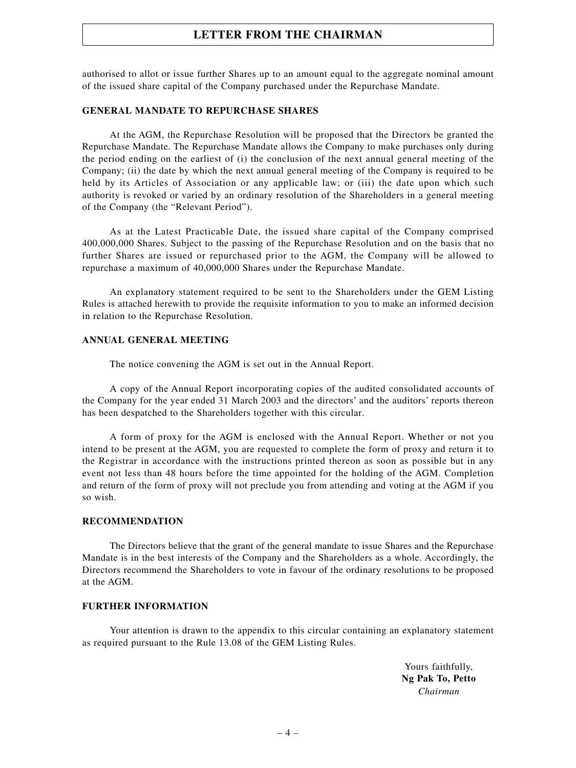authorised to allot or issue further Shares up to an amount equal to the aggregate nominal amount of the issued share capital of the Company purchased under the Repurchase Mandate.

## GENERAL MANDATE TO REPURCHASE SHARES

At the AGM, the Repurchase Resolution will be proposed that the Directors be granted the Repurchase Mandate. The Repurchase Mandate allows the Company to make purchases only during the period ending on the earliest of (i) the conclusion of the next annual general meeting of the Company; (ii) the date by which the next annual general meeting of the Company is required to be held by its Articles of Association or any applicable law; or (iii) the date upon which such authority is revoked or varied by an ordinary resolution of the Shareholders in a general meeting of the Company (the "Relevant Period").

As at the Latest Practicable Date, the issued share capital of the Company comprised 400,000,000 Shares. Subject to the passing of the Repurchase Resolution and on the basis that no further Shares are issued or repurchased prior to the AGM, the Company will be allowed to repurchase a maximum of 40,000,000 Shares under the Repurchase Mandate.

An explanatory statement required to be sent to the Shareholders under the GEM Listing Rules is attached herewith to provide the requisite information to you to make an informed decision in relation to the Repurchase Resolution.

## ANNUAL GENERAL MEETING

The notice convening the AGM is set out in the Annual Report.

A copy of the Annual Report incorporating copies of the audited consolidated accounts of the Company for the year ended 31 March 2003 and the directors' and the auditors' reports thereon has been despatched to the Shareholders together with this circular.

A form of proxy for the AGM is enclosed with the Annual Report. Whether or not you intend to be present at the AGM, you are requested to complete the form of proxy and return it to the Registrar in accordance with the instructions printed thereon as soon as possible but in any event not less than 48 hours before the time appointed for the holding of the AGM. Completion and return of the form of proxy will not preclude you from attending and voting at the AGM if you so wish.

## RECOMMENDATION

The Directors believe that the grant of the general mandate to issue Shares and the Repurchase Mandate is in the best interests of the Company and the Shareholders as a whole. Accordingly, the Directors recommend the Shareholders to vote in favour of the ordinary resolutions to be proposed at the AGM.

## FURTHER INFORMATION

Your attention is drawn to the appendix to this circular containing an explanatory statement as required pursuant to the Rule 13.08 of the GEM Listing Rules.

Yours faithfully,
**Ng Pak To, Petto**
*Chairman*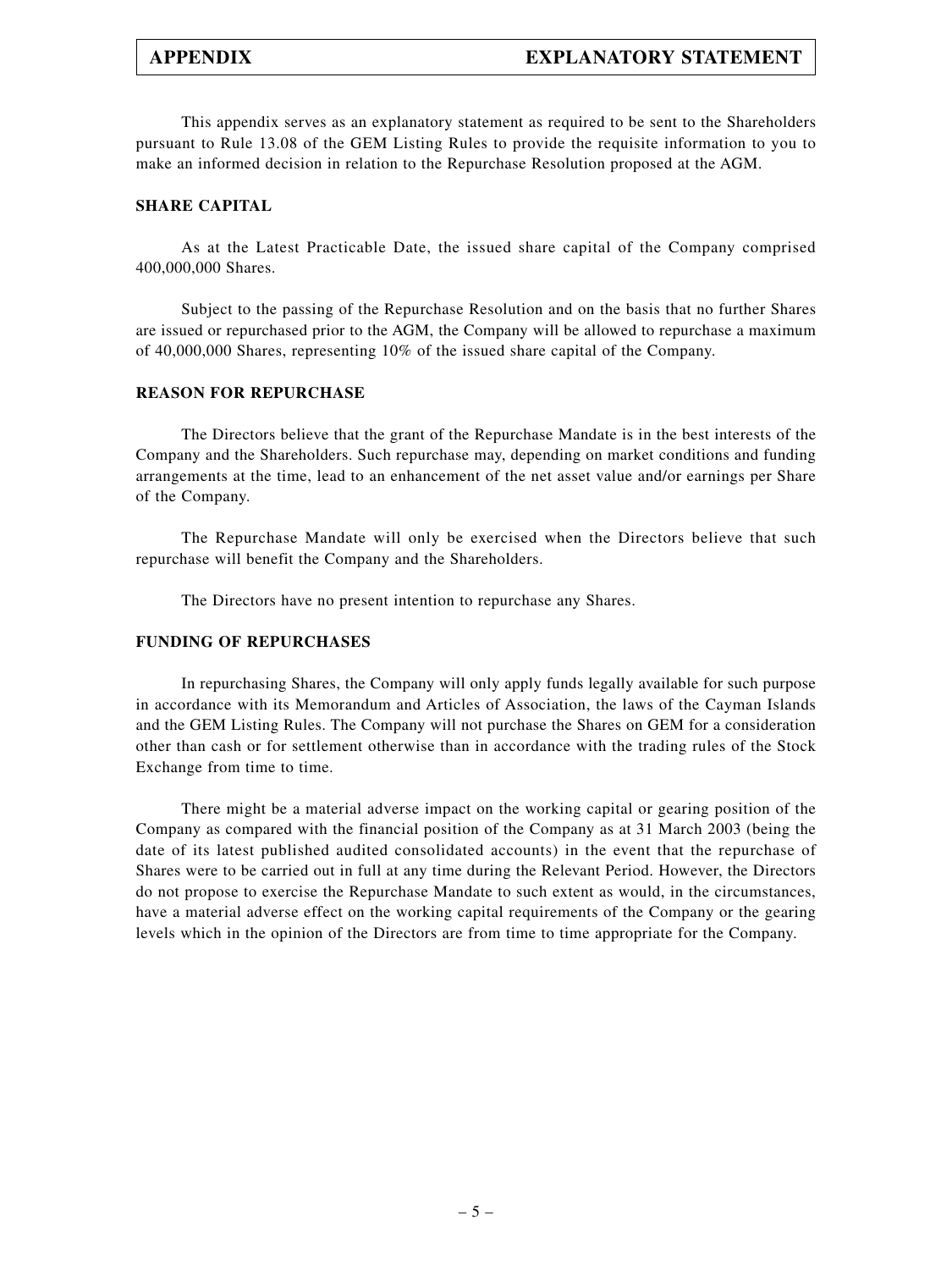# APPENDIX EXPLANATORY STATEMENT

This appendix serves as an explanatory statement as required to be sent to the Shareholders pursuant to Rule 13.08 of the GEM Listing Rules to provide the requisite information to you to make an informed decision in relation to the Repurchase Resolution proposed at the AGM.

## SHARE CAPITAL

As at the Latest Practicable Date, the issued share capital of the Company comprised 400,000,000 Shares.

Subject to the passing of the Repurchase Resolution and on the basis that no further Shares are issued or repurchased prior to the AGM, the Company will be allowed to repurchase a maximum of 40,000,000 Shares, representing 10% of the issued share capital of the Company.

## REASON FOR REPURCHASE

The Directors believe that the grant of the Repurchase Mandate is in the best interests of the Company and the Shareholders. Such repurchase may, depending on market conditions and funding arrangements at the time, lead to an enhancement of the net asset value and/or earnings per Share of the Company.

The Repurchase Mandate will only be exercised when the Directors believe that such repurchase will benefit the Company and the Shareholders.

The Directors have no present intention to repurchase any Shares.

## FUNDING OF REPURCHASES

In repurchasing Shares, the Company will only apply funds legally available for such purpose in accordance with its Memorandum and Articles of Association, the laws of the Cayman Islands and the GEM Listing Rules. The Company will not purchase the Shares on GEM for a consideration other than cash or for settlement otherwise than in accordance with the trading rules of the Stock Exchange from time to time.

There might be a material adverse impact on the working capital or gearing position of the Company as compared with the financial position of the Company as at 31 March 2003 (being the date of its latest published audited consolidated accounts) in the event that the repurchase of Shares were to be carried out in full at any time during the Relevant Period. However, the Directors do not propose to exercise the Repurchase Mandate to such extent as would, in the circumstances, have a material adverse effect on the working capital requirements of the Company or the gearing levels which in the opinion of the Directors are from time to time appropriate for the Company.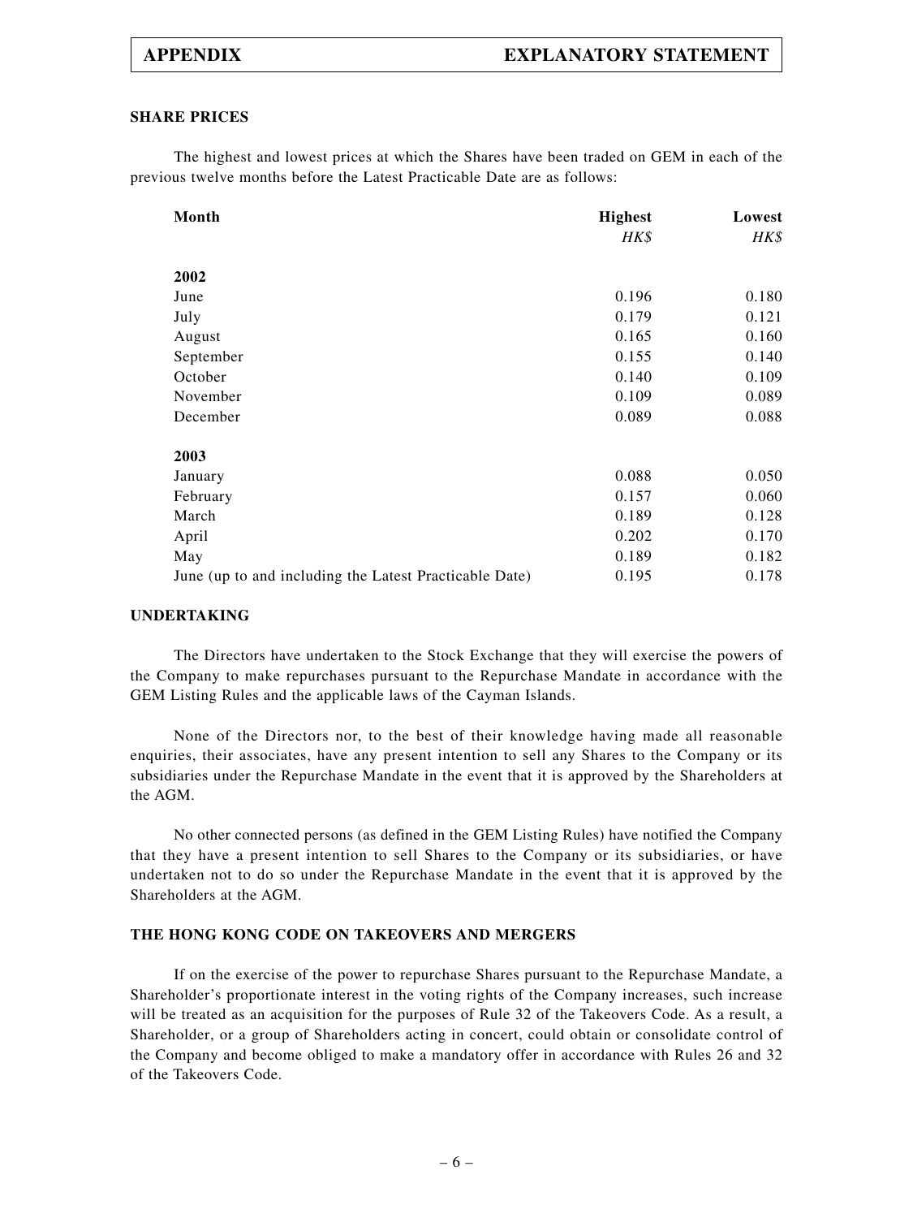## SHARE PRICES

The highest and lowest prices at which the Shares have been traded on GEM in each of the previous twelve months before the Latest Practicable Date are as follows:

| Month | Highest | Lowest |
|---|---|---|
| | *HK$* | *HK$* |
| **2002** | | |
| June | 0.196 | 0.180 |
| July | 0.179 | 0.121 |
| August | 0.165 | 0.160 |
| September | 0.155 | 0.140 |
| October | 0.140 | 0.109 |
| November | 0.109 | 0.089 |
| December | 0.089 | 0.088 |
| **2003** | | |
| January | 0.088 | 0.050 |
| February | 0.157 | 0.060 |
| March | 0.189 | 0.128 |
| April | 0.202 | 0.170 |
| May | 0.189 | 0.182 |
| June (up to and including the Latest Practicable Date) | 0.195 | 0.178 |

## UNDERTAKING

The Directors have undertaken to the Stock Exchange that they will exercise the powers of the Company to make repurchases pursuant to the Repurchase Mandate in accordance with the GEM Listing Rules and the applicable laws of the Cayman Islands.

None of the Directors nor, to the best of their knowledge having made all reasonable enquiries, their associates, have any present intention to sell any Shares to the Company or its subsidiaries under the Repurchase Mandate in the event that it is approved by the Shareholders at the AGM.

No other connected persons (as defined in the GEM Listing Rules) have notified the Company that they have a present intention to sell Shares to the Company or its subsidiaries, or have undertaken not to do so under the Repurchase Mandate in the event that it is approved by the Shareholders at the AGM.

## THE HONG KONG CODE ON TAKEOVERS AND MERGERS

If on the exercise of the power to repurchase Shares pursuant to the Repurchase Mandate, a Shareholder's proportionate interest in the voting rights of the Company increases, such increase will be treated as an acquisition for the purposes of Rule 32 of the Takeovers Code. As a result, a Shareholder, or a group of Shareholders acting in concert, could obtain or consolidate control of the Company and become obliged to make a mandatory offer in accordance with Rules 26 and 32 of the Takeovers Code.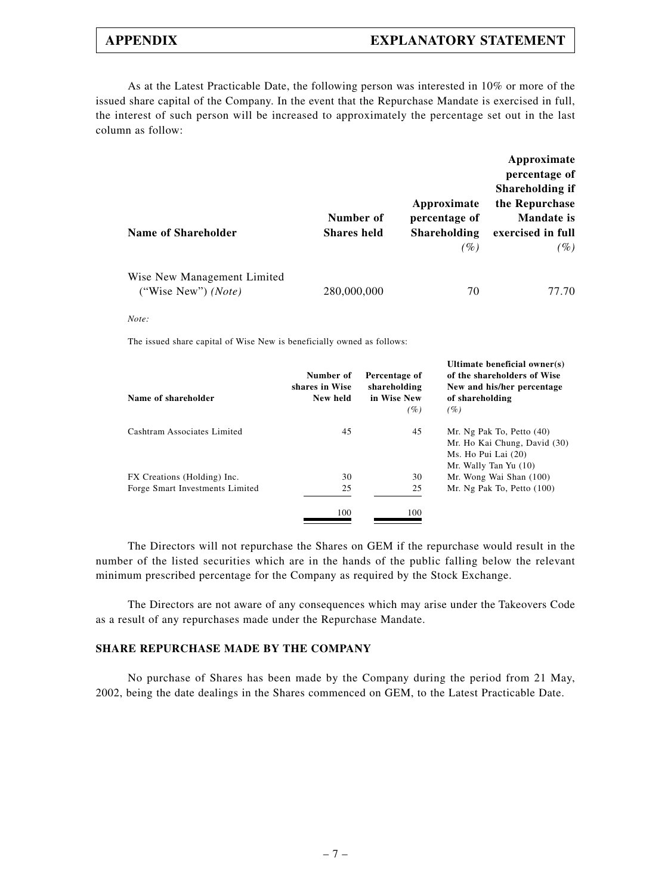As at the Latest Practicable Date, the following person was interested in 10% or more of the issued share capital of the Company. In the event that the Repurchase Mandate is exercised in full, the interest of such person will be increased to approximately the percentage set out in the last column as follow:

| Name of Shareholder | Number of Shares held | Approximate percentage of Shareholding *(%)* | Approximate percentage of Shareholding if the Repurchase Mandate is exercised in full *(%)* |
|---|---|---|---|
| Wise New Management Limited ("Wise New") *(Note)* | 280,000,000 | 70 | 77.70 |

*Note:*

The issued share capital of Wise New is beneficially owned as follows:

| Name of shareholder | Number of shares in Wise New held | Percentage of shareholding in Wise New *(%)* | Ultimate beneficial owner(s) of the shareholders of Wise New and his/her percentage of shareholding *(%)* |
|---|---|---|---|
| Cashtram Associates Limited | 45 | 45 | Mr. Ng Pak To, Petto (40)<br>Mr. Ho Kai Chung, David (30)<br>Ms. Ho Pui Lai (20)<br>Mr. Wally Tan Yu (10) |
| FX Creations (Holding) Inc. | 30 | 30 | Mr. Wong Wai Shan (100) |
| Forge Smart Investments Limited | 25 | 25 | Mr. Ng Pak To, Petto (100) |
| | 100 | 100 | |

The Directors will not repurchase the Shares on GEM if the repurchase would result in the number of the listed securities which are in the hands of the public falling below the relevant minimum prescribed percentage for the Company as required by the Stock Exchange.

The Directors are not aware of any consequences which may arise under the Takeovers Code as a result of any repurchases made under the Repurchase Mandate.

## SHARE REPURCHASE MADE BY THE COMPANY

No purchase of Shares has been made by the Company during the period from 21 May, 2002, being the date dealings in the Shares commenced on GEM, to the Latest Practicable Date.